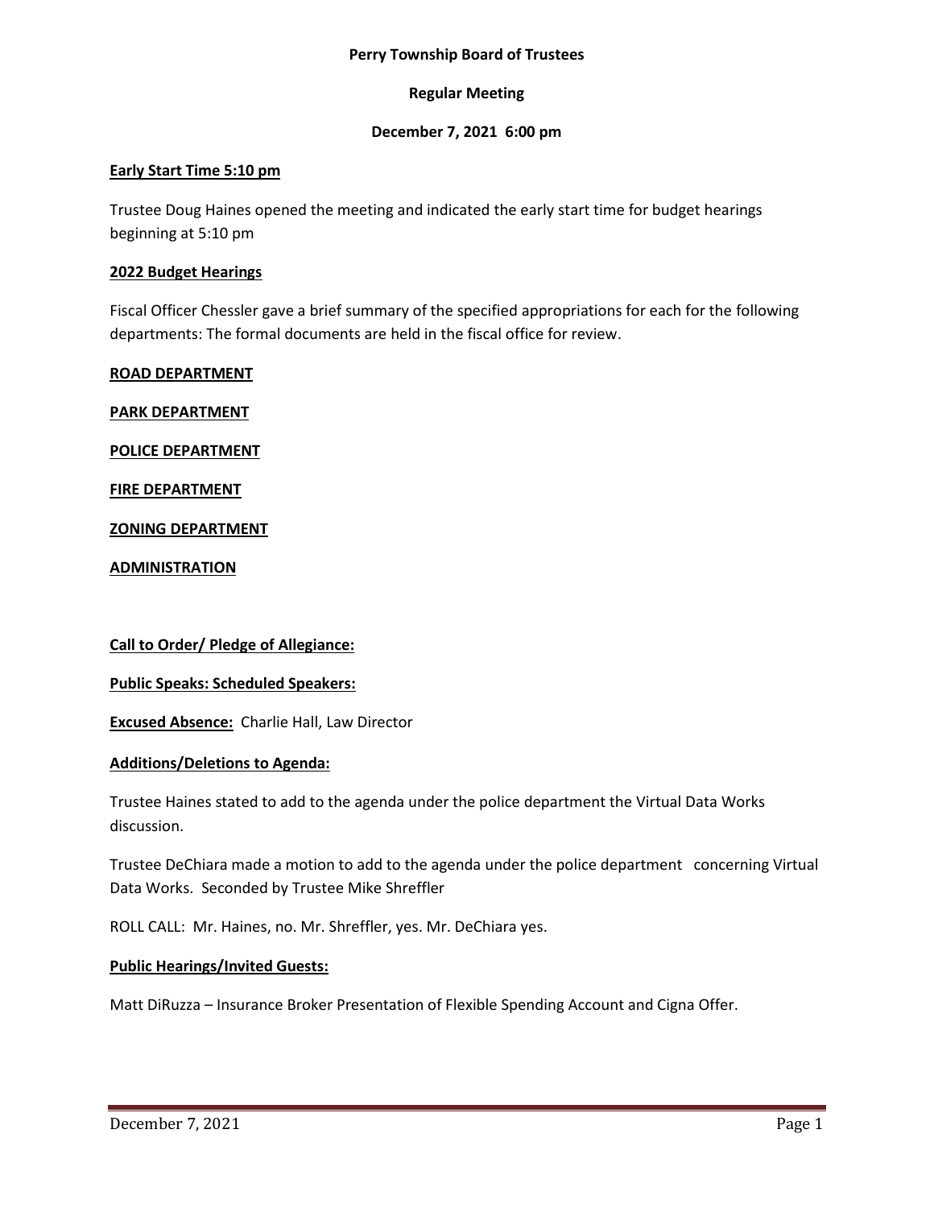**Perry Township Board of Trustees**

**Regular Meeting**

**December 7, 2021 6:00 pm**

**Early Start Time 5:10 pm**

Trustee Doug Haines opened the meeting and indicated the early start time for budget hearings beginning at 5:10 pm

**2022 Budget Hearings**

Fiscal Officer Chessler gave a brief summary of the specified appropriations for each for the following departments: The formal documents are held in the fiscal office for review.

**ROAD DEPARTMENT**

**PARK DEPARTMENT**

**POLICE DEPARTMENT**

**FIRE DEPARTMENT**

**ZONING DEPARTMENT**

**ADMINISTRATION**

**Call to Order/ Pledge of Allegiance:**

**Public Speaks: Scheduled Speakers:**

**Excused Absence:** Charlie Hall, Law Director

**Additions/Deletions to Agenda:**

Trustee Haines stated to add to the agenda under the police department the Virtual Data Works discussion.

Trustee DeChiara made a motion to add to the agenda under the police department concerning Virtual Data Works. Seconded by Trustee Mike Shreffler

ROLL CALL: Mr. Haines, no. Mr. Shreffler, yes. Mr. DeChiara yes.

**Public Hearings/Invited Guests:**

Matt DiRuzza – Insurance Broker Presentation of Flexible Spending Account and Cigna Offer.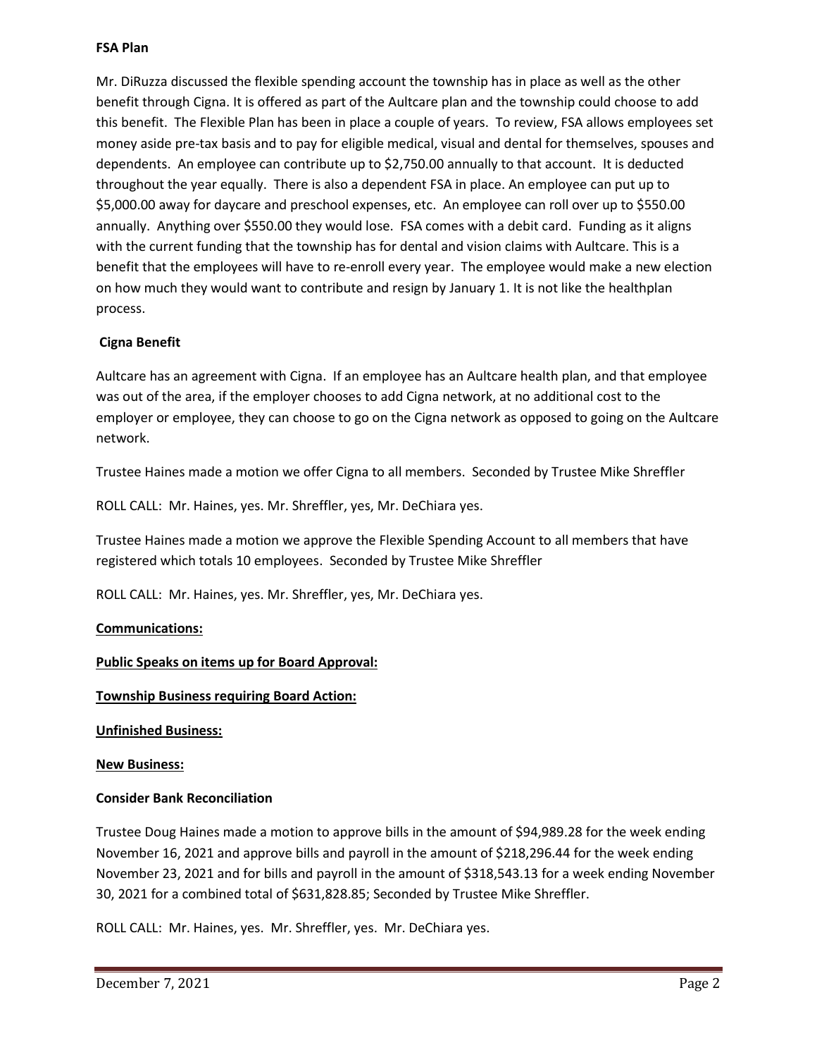**FSA Plan**

Mr. DiRuzza discussed the flexible spending account the township has in place as well as the other benefit through Cigna. It is offered as part of the Aultcare plan and the township could choose to add this benefit. The Flexible Plan has been in place a couple of years. To review, FSA allows employees set money aside pre-tax basis and to pay for eligible medical, visual and dental for themselves, spouses and dependents. An employee can contribute up to $2,750.00 annually to that account. It is deducted throughout the year equally. There is also a dependent FSA in place. An employee can put up to $5,000.00 away for daycare and preschool expenses, etc. An employee can roll over up to $550.00 annually. Anything over $550.00 they would lose. FSA comes with a debit card. Funding as it aligns with the current funding that the township has for dental and vision claims with Aultcare. This is a benefit that the employees will have to re-enroll every year. The employee would make a new election on how much they would want to contribute and resign by January 1. It is not like the healthplan process.

**Cigna Benefit**

Aultcare has an agreement with Cigna. If an employee has an Aultcare health plan, and that employee was out of the area, if the employer chooses to add Cigna network, at no additional cost to the employer or employee, they can choose to go on the Cigna network as opposed to going on the Aultcare network.

Trustee Haines made a motion we offer Cigna to all members. Seconded by Trustee Mike Shreffler

ROLL CALL: Mr. Haines, yes. Mr. Shreffler, yes, Mr. DeChiara yes.

Trustee Haines made a motion we approve the Flexible Spending Account to all members that have registered which totals 10 employees. Seconded by Trustee Mike Shreffler

ROLL CALL: Mr. Haines, yes. Mr. Shreffler, yes, Mr. DeChiara yes.

**Communications:**

**Public Speaks on items up for Board Approval:**

**Township Business requiring Board Action:**

**Unfinished Business:**

**New Business:**

**Consider Bank Reconciliation**

Trustee Doug Haines made a motion to approve bills in the amount of $94,989.28 for the week ending November 16, 2021 and approve bills and payroll in the amount of $218,296.44 for the week ending November 23, 2021 and for bills and payroll in the amount of $318,543.13 for a week ending November 30, 2021 for a combined total of $631,828.85; Seconded by Trustee Mike Shreffler.

ROLL CALL: Mr. Haines, yes. Mr. Shreffler, yes. Mr. DeChiara yes.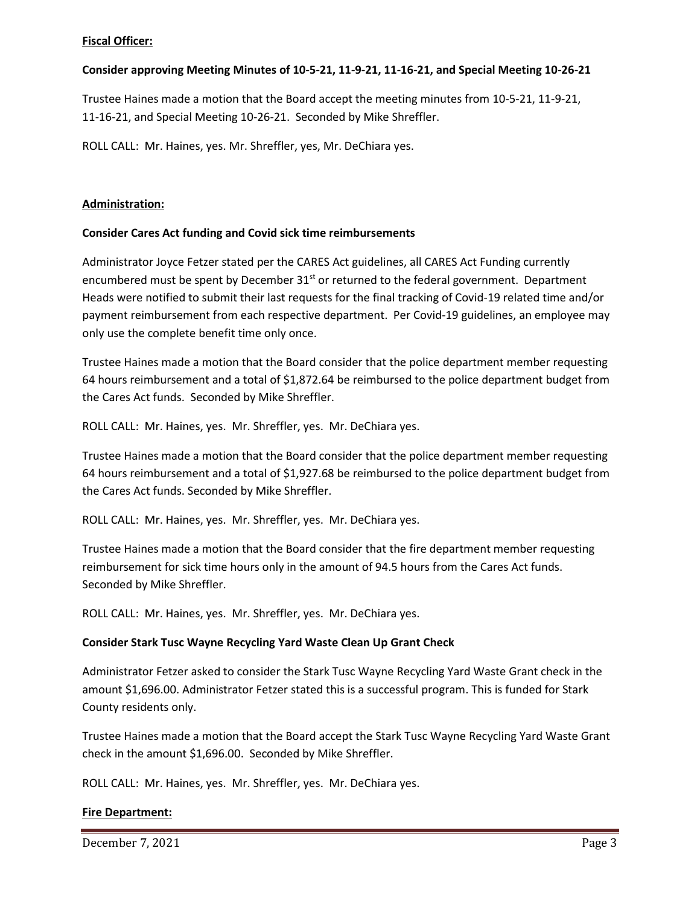**Fiscal Officer:**

**Consider approving Meeting Minutes of 10-5-21, 11-9-21, 11-16-21, and Special Meeting 10-26-21**

Trustee Haines made a motion that the Board accept the meeting minutes from 10-5-21, 11-9-21, 11-16-21, and Special Meeting 10-26-21. Seconded by Mike Shreffler.

ROLL CALL: Mr. Haines, yes. Mr. Shreffler, yes, Mr. DeChiara yes.

**Administration:**

**Consider Cares Act funding and Covid sick time reimbursements**

Administrator Joyce Fetzer stated per the CARES Act guidelines, all CARES Act Funding currently encumbered must be spent by December 31st or returned to the federal government. Department Heads were notified to submit their last requests for the final tracking of Covid-19 related time and/or payment reimbursement from each respective department. Per Covid-19 guidelines, an employee may only use the complete benefit time only once.

Trustee Haines made a motion that the Board consider that the police department member requesting 64 hours reimbursement and a total of $1,872.64 be reimbursed to the police department budget from the Cares Act funds. Seconded by Mike Shreffler.

ROLL CALL: Mr. Haines, yes. Mr. Shreffler, yes. Mr. DeChiara yes.

Trustee Haines made a motion that the Board consider that the police department member requesting 64 hours reimbursement and a total of $1,927.68 be reimbursed to the police department budget from the Cares Act funds. Seconded by Mike Shreffler.

ROLL CALL: Mr. Haines, yes. Mr. Shreffler, yes. Mr. DeChiara yes.

Trustee Haines made a motion that the Board consider that the fire department member requesting reimbursement for sick time hours only in the amount of 94.5 hours from the Cares Act funds. Seconded by Mike Shreffler.

ROLL CALL: Mr. Haines, yes. Mr. Shreffler, yes. Mr. DeChiara yes.

**Consider Stark Tusc Wayne Recycling Yard Waste Clean Up Grant Check**

Administrator Fetzer asked to consider the Stark Tusc Wayne Recycling Yard Waste Grant check in the amount $1,696.00. Administrator Fetzer stated this is a successful program. This is funded for Stark County residents only.

Trustee Haines made a motion that the Board accept the Stark Tusc Wayne Recycling Yard Waste Grant check in the amount $1,696.00. Seconded by Mike Shreffler.

ROLL CALL: Mr. Haines, yes. Mr. Shreffler, yes. Mr. DeChiara yes.

**Fire Department:**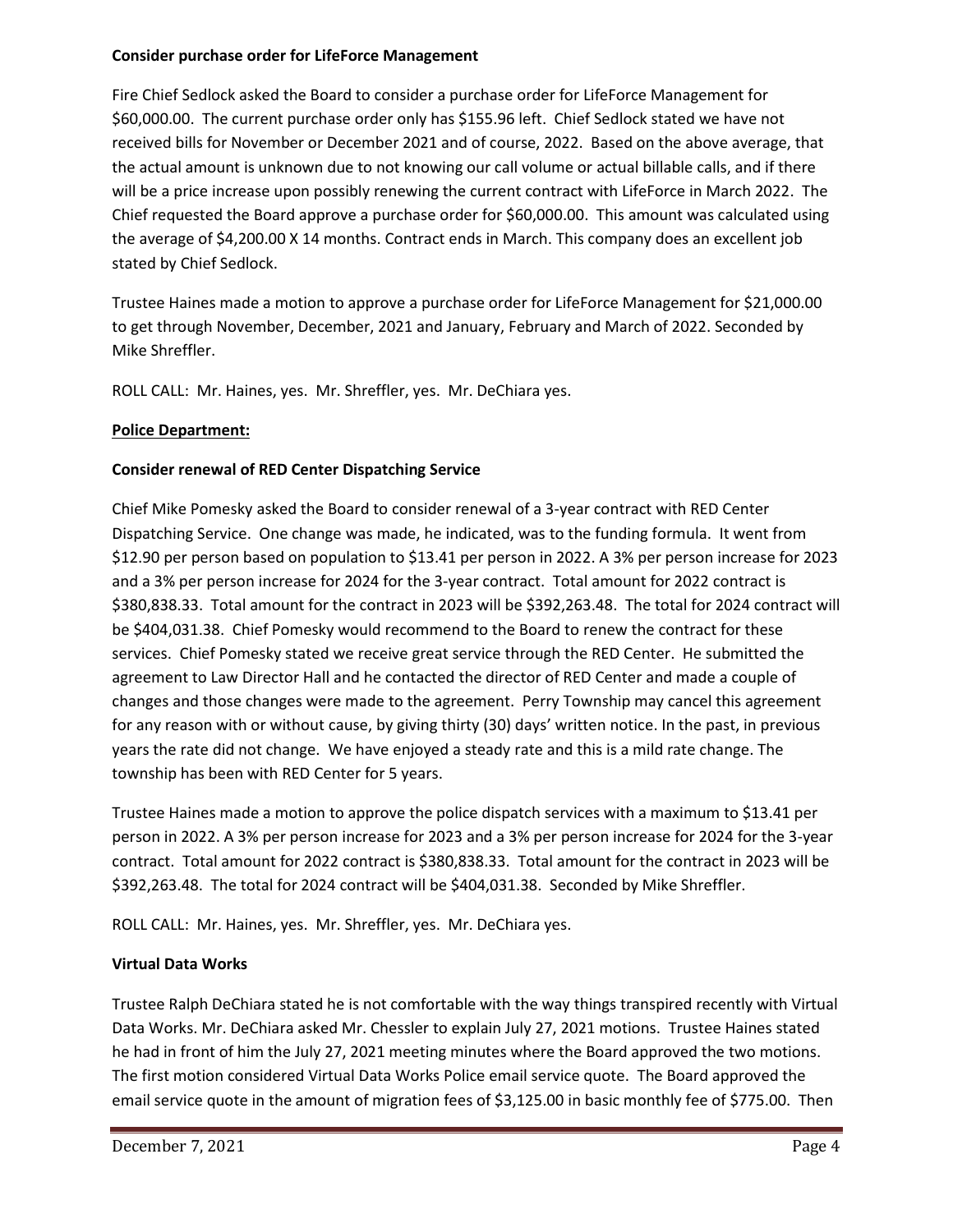**Consider purchase order for LifeForce Management**

Fire Chief Sedlock asked the Board to consider a purchase order for LifeForce Management for $60,000.00. The current purchase order only has $155.96 left. Chief Sedlock stated we have not received bills for November or December 2021 and of course, 2022. Based on the above average, that the actual amount is unknown due to not knowing our call volume or actual billable calls, and if there will be a price increase upon possibly renewing the current contract with LifeForce in March 2022. The Chief requested the Board approve a purchase order for $60,000.00. This amount was calculated using the average of $4,200.00 X 14 months. Contract ends in March. This company does an excellent job stated by Chief Sedlock.

Trustee Haines made a motion to approve a purchase order for LifeForce Management for $21,000.00 to get through November, December, 2021 and January, February and March of 2022. Seconded by Mike Shreffler.

ROLL CALL: Mr. Haines, yes. Mr. Shreffler, yes. Mr. DeChiara yes.

**Police Department:**

**Consider renewal of RED Center Dispatching Service**

Chief Mike Pomesky asked the Board to consider renewal of a 3-year contract with RED Center Dispatching Service. One change was made, he indicated, was to the funding formula. It went from $12.90 per person based on population to $13.41 per person in 2022. A 3% per person increase for 2023 and a 3% per person increase for 2024 for the 3-year contract. Total amount for 2022 contract is $380,838.33. Total amount for the contract in 2023 will be $392,263.48. The total for 2024 contract will be $404,031.38. Chief Pomesky would recommend to the Board to renew the contract for these services. Chief Pomesky stated we receive great service through the RED Center. He submitted the agreement to Law Director Hall and he contacted the director of RED Center and made a couple of changes and those changes were made to the agreement. Perry Township may cancel this agreement for any reason with or without cause, by giving thirty (30) days' written notice. In the past, in previous years the rate did not change. We have enjoyed a steady rate and this is a mild rate change. The township has been with RED Center for 5 years.

Trustee Haines made a motion to approve the police dispatch services with a maximum to $13.41 per person in 2022. A 3% per person increase for 2023 and a 3% per person increase for 2024 for the 3-year contract. Total amount for 2022 contract is $380,838.33. Total amount for the contract in 2023 will be $392,263.48. The total for 2024 contract will be $404,031.38. Seconded by Mike Shreffler.

ROLL CALL: Mr. Haines, yes. Mr. Shreffler, yes. Mr. DeChiara yes.

**Virtual Data Works**

Trustee Ralph DeChiara stated he is not comfortable with the way things transpired recently with Virtual Data Works. Mr. DeChiara asked Mr. Chessler to explain July 27, 2021 motions. Trustee Haines stated he had in front of him the July 27, 2021 meeting minutes where the Board approved the two motions. The first motion considered Virtual Data Works Police email service quote. The Board approved the email service quote in the amount of migration fees of $3,125.00 in basic monthly fee of $775.00. Then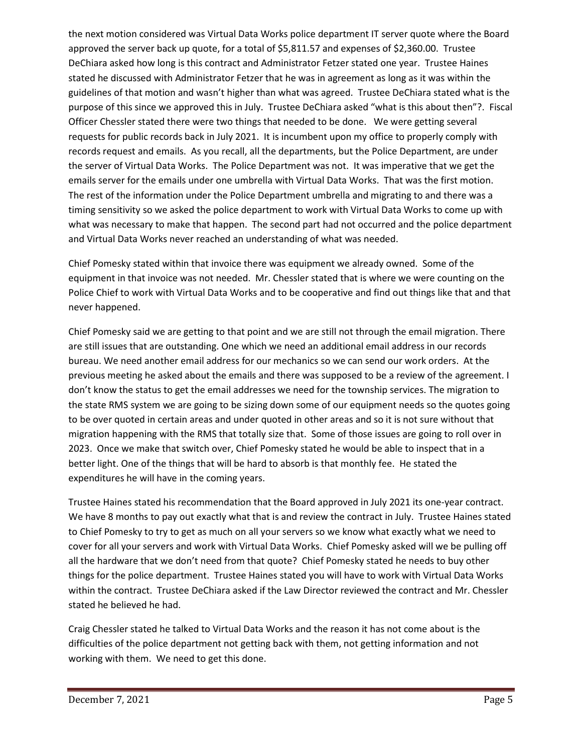the next motion considered was Virtual Data Works police department IT server quote where the Board approved the server back up quote, for a total of $5,811.57 and expenses of $2,360.00. Trustee DeChiara asked how long is this contract and Administrator Fetzer stated one year. Trustee Haines stated he discussed with Administrator Fetzer that he was in agreement as long as it was within the guidelines of that motion and wasn't higher than what was agreed. Trustee DeChiara stated what is the purpose of this since we approved this in July. Trustee DeChiara asked "what is this about then"?. Fiscal Officer Chessler stated there were two things that needed to be done. We were getting several requests for public records back in July 2021. It is incumbent upon my office to properly comply with records request and emails. As you recall, all the departments, but the Police Department, are under the server of Virtual Data Works. The Police Department was not. It was imperative that we get the emails server for the emails under one umbrella with Virtual Data Works. That was the first motion. The rest of the information under the Police Department umbrella and migrating to and there was a timing sensitivity so we asked the police department to work with Virtual Data Works to come up with what was necessary to make that happen. The second part had not occurred and the police department and Virtual Data Works never reached an understanding of what was needed.

Chief Pomesky stated within that invoice there was equipment we already owned. Some of the equipment in that invoice was not needed. Mr. Chessler stated that is where we were counting on the Police Chief to work with Virtual Data Works and to be cooperative and find out things like that and that never happened.

Chief Pomesky said we are getting to that point and we are still not through the email migration. There are still issues that are outstanding. One which we need an additional email address in our records bureau. We need another email address for our mechanics so we can send our work orders. At the previous meeting he asked about the emails and there was supposed to be a review of the agreement. I don't know the status to get the email addresses we need for the township services. The migration to the state RMS system we are going to be sizing down some of our equipment needs so the quotes going to be over quoted in certain areas and under quoted in other areas and so it is not sure without that migration happening with the RMS that totally size that. Some of those issues are going to roll over in 2023. Once we make that switch over, Chief Pomesky stated he would be able to inspect that in a better light. One of the things that will be hard to absorb is that monthly fee. He stated the expenditures he will have in the coming years.

Trustee Haines stated his recommendation that the Board approved in July 2021 its one-year contract. We have 8 months to pay out exactly what that is and review the contract in July. Trustee Haines stated to Chief Pomesky to try to get as much on all your servers so we know what exactly what we need to cover for all your servers and work with Virtual Data Works. Chief Pomesky asked will we be pulling off all the hardware that we don't need from that quote? Chief Pomesky stated he needs to buy other things for the police department. Trustee Haines stated you will have to work with Virtual Data Works within the contract. Trustee DeChiara asked if the Law Director reviewed the contract and Mr. Chessler stated he believed he had.

Craig Chessler stated he talked to Virtual Data Works and the reason it has not come about is the difficulties of the police department not getting back with them, not getting information and not working with them. We need to get this done.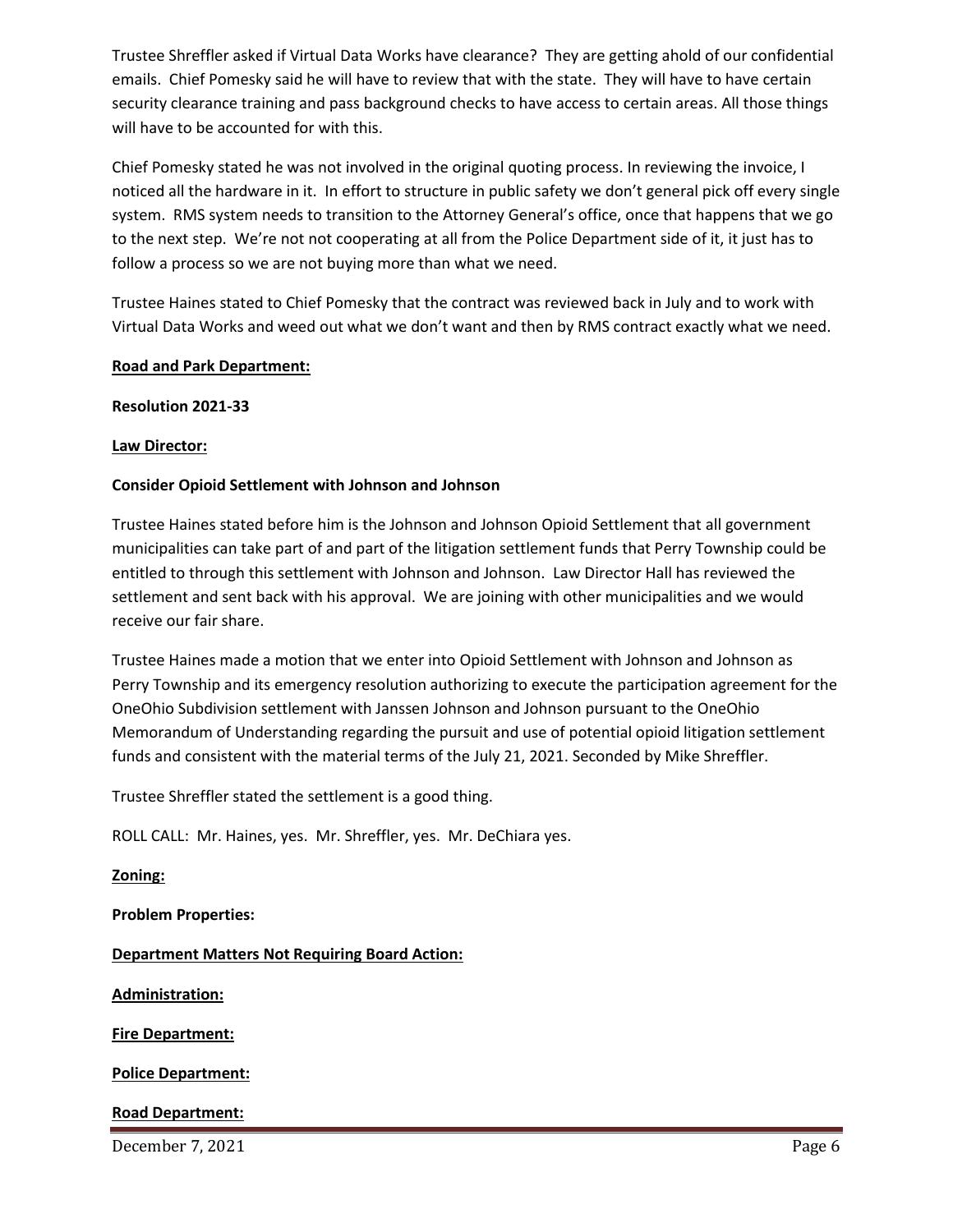Trustee Shreffler asked if Virtual Data Works have clearance? They are getting ahold of our confidential emails. Chief Pomesky said he will have to review that with the state. They will have to have certain security clearance training and pass background checks to have access to certain areas. All those things will have to be accounted for with this.

Chief Pomesky stated he was not involved in the original quoting process. In reviewing the invoice, I noticed all the hardware in it. In effort to structure in public safety we don't general pick off every single system. RMS system needs to transition to the Attorney General's office, once that happens that we go to the next step. We're not not cooperating at all from the Police Department side of it, it just has to follow a process so we are not buying more than what we need.

Trustee Haines stated to Chief Pomesky that the contract was reviewed back in July and to work with Virtual Data Works and weed out what we don't want and then by RMS contract exactly what we need.

**Road and Park Department:**

**Resolution 2021-33**

**Law Director:**

**Consider Opioid Settlement with Johnson and Johnson**

Trustee Haines stated before him is the Johnson and Johnson Opioid Settlement that all government municipalities can take part of and part of the litigation settlement funds that Perry Township could be entitled to through this settlement with Johnson and Johnson. Law Director Hall has reviewed the settlement and sent back with his approval. We are joining with other municipalities and we would receive our fair share.

Trustee Haines made a motion that we enter into Opioid Settlement with Johnson and Johnson as Perry Township and its emergency resolution authorizing to execute the participation agreement for the OneOhio Subdivision settlement with Janssen Johnson and Johnson pursuant to the OneOhio Memorandum of Understanding regarding the pursuit and use of potential opioid litigation settlement funds and consistent with the material terms of the July 21, 2021. Seconded by Mike Shreffler.

Trustee Shreffler stated the settlement is a good thing.

ROLL CALL: Mr. Haines, yes. Mr. Shreffler, yes. Mr. DeChiara yes.

**Zoning:**

**Problem Properties:**

**Department Matters Not Requiring Board Action:**

**Administration:**

**Fire Department:**

**Police Department:**

**Road Department:**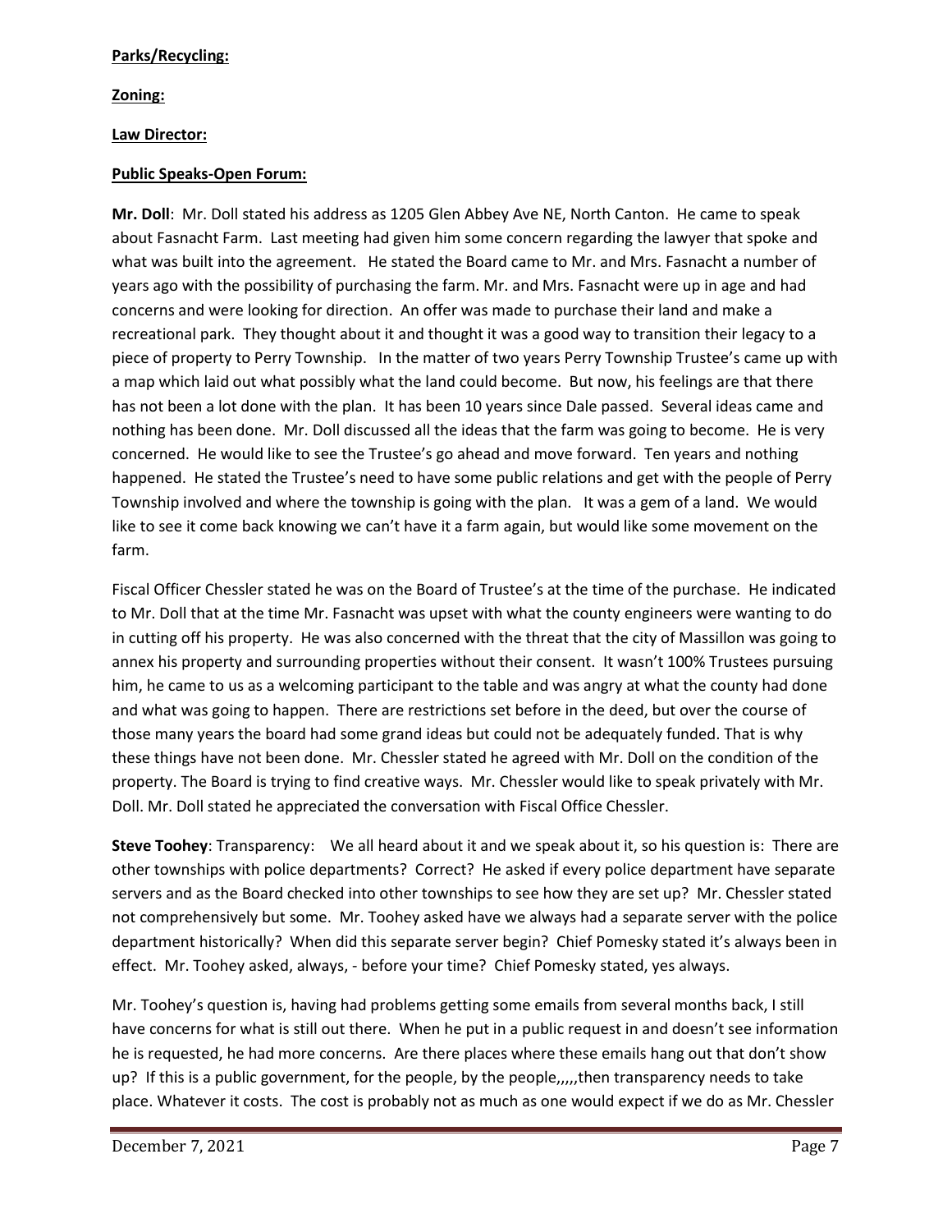**Parks/Recycling:**

**Zoning:**

**Law Director:**

**Public Speaks-Open Forum:**

**Mr. Doll**: Mr. Doll stated his address as 1205 Glen Abbey Ave NE, North Canton. He came to speak about Fasnacht Farm. Last meeting had given him some concern regarding the lawyer that spoke and what was built into the agreement. He stated the Board came to Mr. and Mrs. Fasnacht a number of years ago with the possibility of purchasing the farm. Mr. and Mrs. Fasnacht were up in age and had concerns and were looking for direction. An offer was made to purchase their land and make a recreational park. They thought about it and thought it was a good way to transition their legacy to a piece of property to Perry Township. In the matter of two years Perry Township Trustee's came up with a map which laid out what possibly what the land could become. But now, his feelings are that there has not been a lot done with the plan. It has been 10 years since Dale passed. Several ideas came and nothing has been done. Mr. Doll discussed all the ideas that the farm was going to become. He is very concerned. He would like to see the Trustee's go ahead and move forward. Ten years and nothing happened. He stated the Trustee's need to have some public relations and get with the people of Perry Township involved and where the township is going with the plan. It was a gem of a land. We would like to see it come back knowing we can't have it a farm again, but would like some movement on the farm.

Fiscal Officer Chessler stated he was on the Board of Trustee's at the time of the purchase. He indicated to Mr. Doll that at the time Mr. Fasnacht was upset with what the county engineers were wanting to do in cutting off his property. He was also concerned with the threat that the city of Massillon was going to annex his property and surrounding properties without their consent. It wasn't 100% Trustees pursuing him, he came to us as a welcoming participant to the table and was angry at what the county had done and what was going to happen. There are restrictions set before in the deed, but over the course of those many years the board had some grand ideas but could not be adequately funded. That is why these things have not been done. Mr. Chessler stated he agreed with Mr. Doll on the condition of the property. The Board is trying to find creative ways. Mr. Chessler would like to speak privately with Mr. Doll. Mr. Doll stated he appreciated the conversation with Fiscal Office Chessler.

**Steve Toohey**: Transparency: We all heard about it and we speak about it, so his question is: There are other townships with police departments? Correct? He asked if every police department have separate servers and as the Board checked into other townships to see how they are set up? Mr. Chessler stated not comprehensively but some. Mr. Toohey asked have we always had a separate server with the police department historically? When did this separate server begin? Chief Pomesky stated it's always been in effect. Mr. Toohey asked, always, - before your time? Chief Pomesky stated, yes always.

Mr. Toohey's question is, having had problems getting some emails from several months back, I still have concerns for what is still out there. When he put in a public request in and doesn't see information he is requested, he had more concerns. Are there places where these emails hang out that don't show up? If this is a public government, for the people, by the people,,,,,then transparency needs to take place. Whatever it costs. The cost is probably not as much as one would expect if we do as Mr. Chessler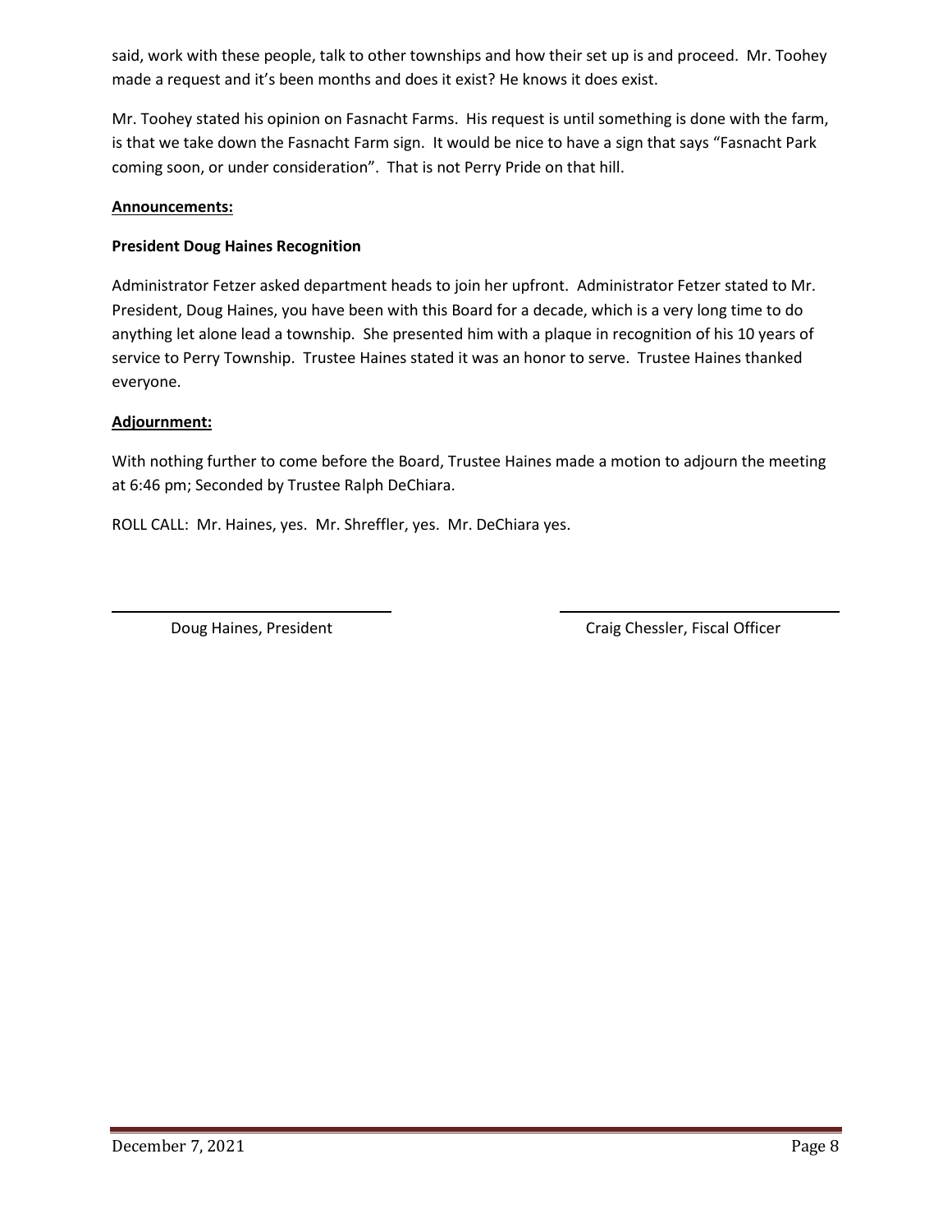said, work with these people, talk to other townships and how their set up is and proceed. Mr. Toohey made a request and it's been months and does it exist? He knows it does exist.

Mr. Toohey stated his opinion on Fasnacht Farms. His request is until something is done with the farm, is that we take down the Fasnacht Farm sign. It would be nice to have a sign that says "Fasnacht Park coming soon, or under consideration". That is not Perry Pride on that hill.

**Announcements:**

**President Doug Haines Recognition**

Administrator Fetzer asked department heads to join her upfront. Administrator Fetzer stated to Mr. President, Doug Haines, you have been with this Board for a decade, which is a very long time to do anything let alone lead a township. She presented him with a plaque in recognition of his 10 years of service to Perry Township. Trustee Haines stated it was an honor to serve. Trustee Haines thanked everyone.

**Adjournment:**

With nothing further to come before the Board, Trustee Haines made a motion to adjourn the meeting at 6:46 pm; Seconded by Trustee Ralph DeChiara.

ROLL CALL: Mr. Haines, yes. Mr. Shreffler, yes. Mr. DeChiara yes.

Doug Haines, President

Craig Chessler, Fiscal Officer